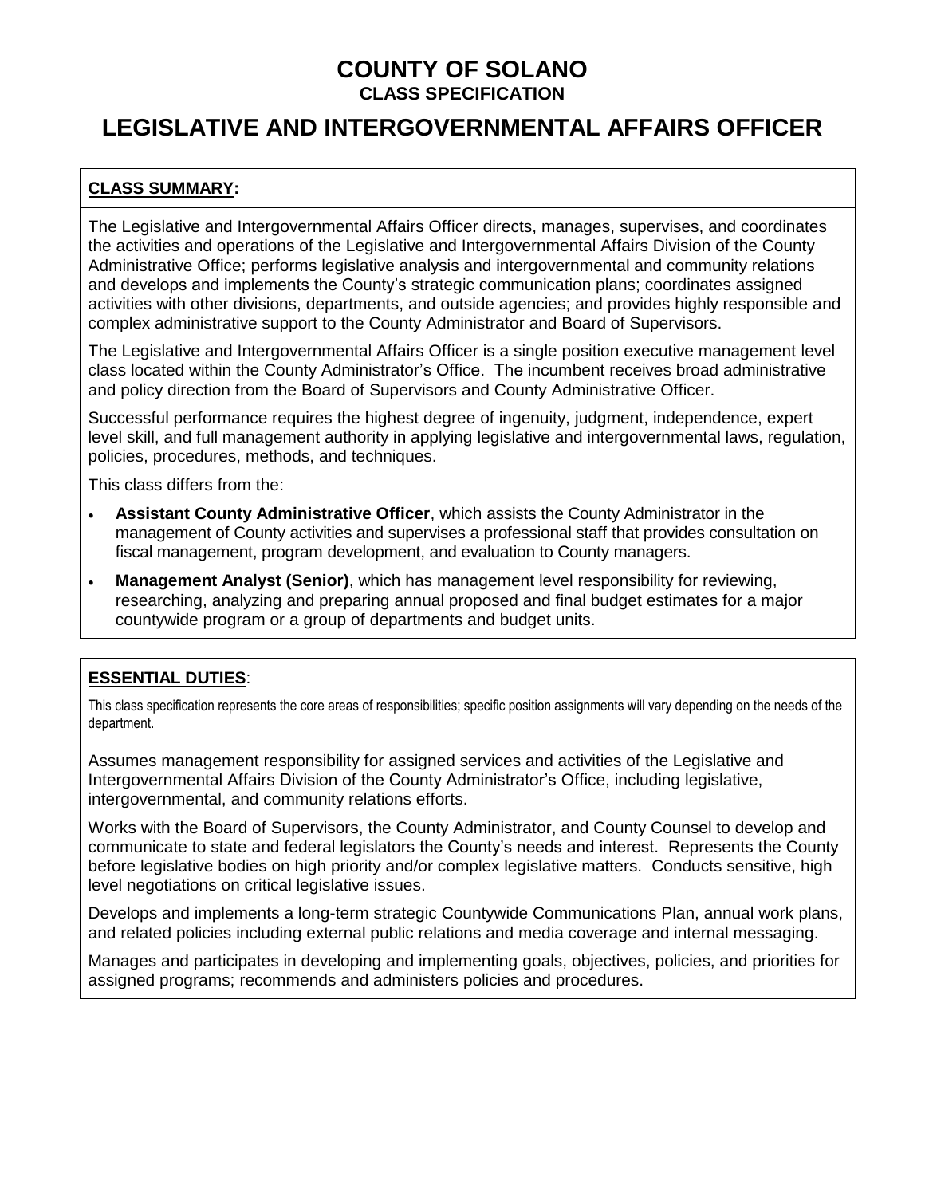# COUNTY OF SOLANO

**CLASS SPECIFICATION**

# LEGISLATIVE AND INTERGOVERNMENTAL AFFAIRS OFFICER

## CLASS SUMMARY:

The Legislative and Intergovernmental Affairs Officer directs, manages, supervises, and coordinates the activities and operations of the Legislative and Intergovernmental Affairs Division of the County Administrative Office; performs legislative analysis and intergovernmental and community relations and develops and implements the County's strategic communication plans; coordinates assigned activities with other divisions, departments, and outside agencies; and provides highly responsible and complex administrative support to the County Administrator and Board of Supervisors.

The Legislative and Intergovernmental Affairs Officer is a single position executive management level class located within the County Administrator's Office. The incumbent receives broad administrative and policy direction from the Board of Supervisors and County Administrative Officer.

Successful performance requires the highest degree of ingenuity, judgment, independence, expert level skill, and full management authority in applying legislative and intergovernmental laws, regulation, policies, procedures, methods, and techniques.

This class differs from the:

- **Assistant County Administrative Officer**, which assists the County Administrator in the management of County activities and supervises a professional staff that provides consultation on fiscal management, program development, and evaluation to County managers.
- **Management Analyst (Senior)**, which has management level responsibility for reviewing, researching, analyzing and preparing annual proposed and final budget estimates for a major countywide program or a group of departments and budget units.

## ESSENTIAL DUTIES:

This class specification represents the core areas of responsibilities; specific position assignments will vary depending on the needs of the department.

Assumes management responsibility for assigned services and activities of the Legislative and Intergovernmental Affairs Division of the County Administrator's Office, including legislative, intergovernmental, and community relations efforts.

Works with the Board of Supervisors, the County Administrator, and County Counsel to develop and communicate to state and federal legislators the County's needs and interest. Represents the County before legislative bodies on high priority and/or complex legislative matters. Conducts sensitive, high level negotiations on critical legislative issues.

Develops and implements a long-term strategic Countywide Communications Plan, annual work plans, and related policies including external public relations and media coverage and internal messaging.

Manages and participates in developing and implementing goals, objectives, policies, and priorities for assigned programs; recommends and administers policies and procedures.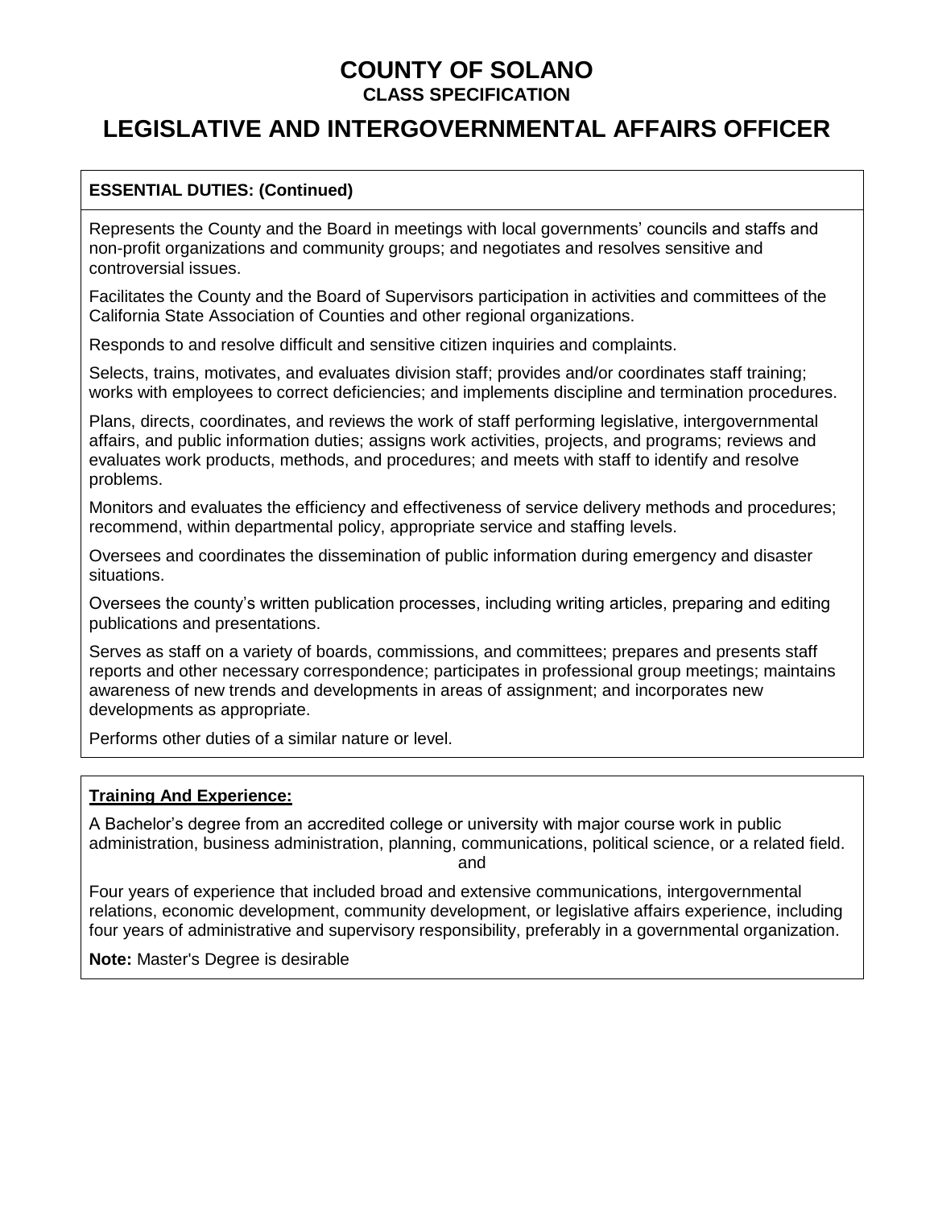# COUNTY OF SOLANO

**CLASS SPECIFICATION**

# LEGISLATIVE AND INTERGOVERNMENTAL AFFAIRS OFFICER

**ESSENTIAL DUTIES: (Continued)**

Represents the County and the Board in meetings with local governments' councils and staffs and non-profit organizations and community groups; and negotiates and resolves sensitive and controversial issues.

Facilitates the County and the Board of Supervisors participation in activities and committees of the California State Association of Counties and other regional organizations.

Responds to and resolve difficult and sensitive citizen inquiries and complaints.

Selects, trains, motivates, and evaluates division staff; provides and/or coordinates staff training; works with employees to correct deficiencies; and implements discipline and termination procedures.

Plans, directs, coordinates, and reviews the work of staff performing legislative, intergovernmental affairs, and public information duties; assigns work activities, projects, and programs; reviews and evaluates work products, methods, and procedures; and meets with staff to identify and resolve problems.

Monitors and evaluates the efficiency and effectiveness of service delivery methods and procedures; recommend, within departmental policy, appropriate service and staffing levels.

Oversees and coordinates the dissemination of public information during emergency and disaster situations.

Oversees the county's written publication processes, including writing articles, preparing and editing publications and presentations.

Serves as staff on a variety of boards, commissions, and committees; prepares and presents staff reports and other necessary correspondence; participates in professional group meetings; maintains awareness of new trends and developments in areas of assignment; and incorporates new developments as appropriate.

Performs other duties of a similar nature or level.

**Training And Experience:**

A Bachelor's degree from an accredited college or university with major course work in public administration, business administration, planning, communications, political science, or a related field.

and

Four years of experience that included broad and extensive communications, intergovernmental relations, economic development, community development, or legislative affairs experience, including four years of administrative and supervisory responsibility, preferably in a governmental organization.

**Note:** Master's Degree is desirable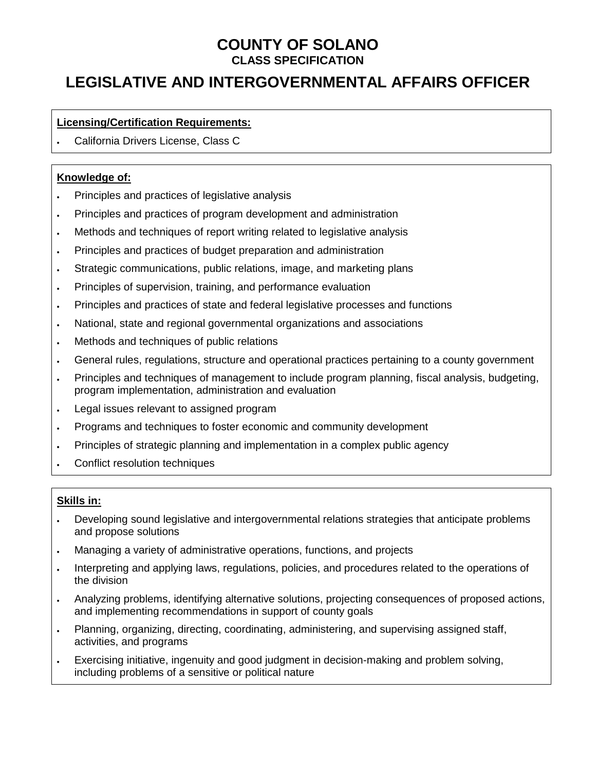# COUNTY OF SOLANO

**CLASS SPECIFICATION**

# LEGISLATIVE AND INTERGOVERNMENTAL AFFAIRS OFFICER

**Licensing/Certification Requirements:**

- California Drivers License, Class C

**Knowledge of:**

- Principles and practices of legislative analysis
- Principles and practices of program development and administration
- Methods and techniques of report writing related to legislative analysis
- Principles and practices of budget preparation and administration
- Strategic communications, public relations, image, and marketing plans
- Principles of supervision, training, and performance evaluation
- Principles and practices of state and federal legislative processes and functions
- National, state and regional governmental organizations and associations
- Methods and techniques of public relations
- General rules, regulations, structure and operational practices pertaining to a county government
- Principles and techniques of management to include program planning, fiscal analysis, budgeting, program implementation, administration and evaluation
- Legal issues relevant to assigned program
- Programs and techniques to foster economic and community development
- Principles of strategic planning and implementation in a complex public agency
- Conflict resolution techniques

**Skills in:**

- Developing sound legislative and intergovernmental relations strategies that anticipate problems and propose solutions
- Managing a variety of administrative operations, functions, and projects
- Interpreting and applying laws, regulations, policies, and procedures related to the operations of the division
- Analyzing problems, identifying alternative solutions, projecting consequences of proposed actions, and implementing recommendations in support of county goals
- Planning, organizing, directing, coordinating, administering, and supervising assigned staff, activities, and programs
- Exercising initiative, ingenuity and good judgment in decision-making and problem solving, including problems of a sensitive or political nature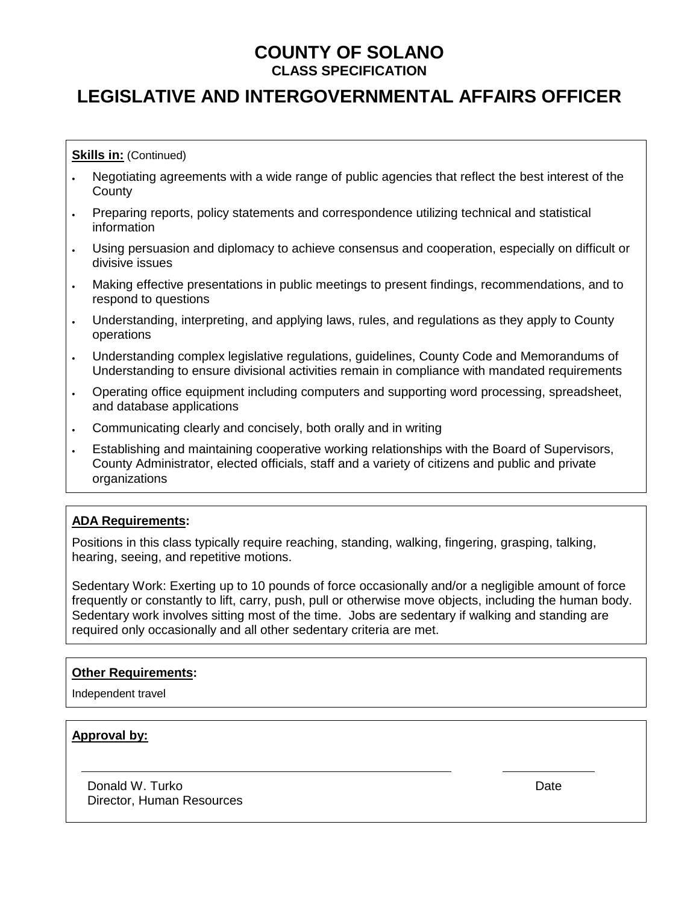**Skills in:** (Continued)

- Negotiating agreements with a wide range of public agencies that reflect the best interest of the County
- Preparing reports, policy statements and correspondence utilizing technical and statistical information
- Using persuasion and diplomacy to achieve consensus and cooperation, especially on difficult or divisive issues
- Making effective presentations in public meetings to present findings, recommendations, and to respond to questions
- Understanding, interpreting, and applying laws, rules, and regulations as they apply to County operations
- Understanding complex legislative regulations, guidelines, County Code and Memorandums of Understanding to ensure divisional activities remain in compliance with mandated requirements
- Operating office equipment including computers and supporting word processing, spreadsheet, and database applications
- Communicating clearly and concisely, both orally and in writing
- Establishing and maintaining cooperative working relationships with the Board of Supervisors, County Administrator, elected officials, staff and a variety of citizens and public and private organizations

**ADA Requirements:**

Positions in this class typically require reaching, standing, walking, fingering, grasping, talking, hearing, seeing, and repetitive motions.

Sedentary Work: Exerting up to 10 pounds of force occasionally and/or a negligible amount of force frequently or constantly to lift, carry, push, pull or otherwise move objects, including the human body. Sedentary work involves sitting most of the time. Jobs are sedentary if walking and standing are required only occasionally and all other sedentary criteria are met.

**Other Requirements:**

Independent travel

**Approval by:**

Donald W. Turko
Director, Human Resources

Date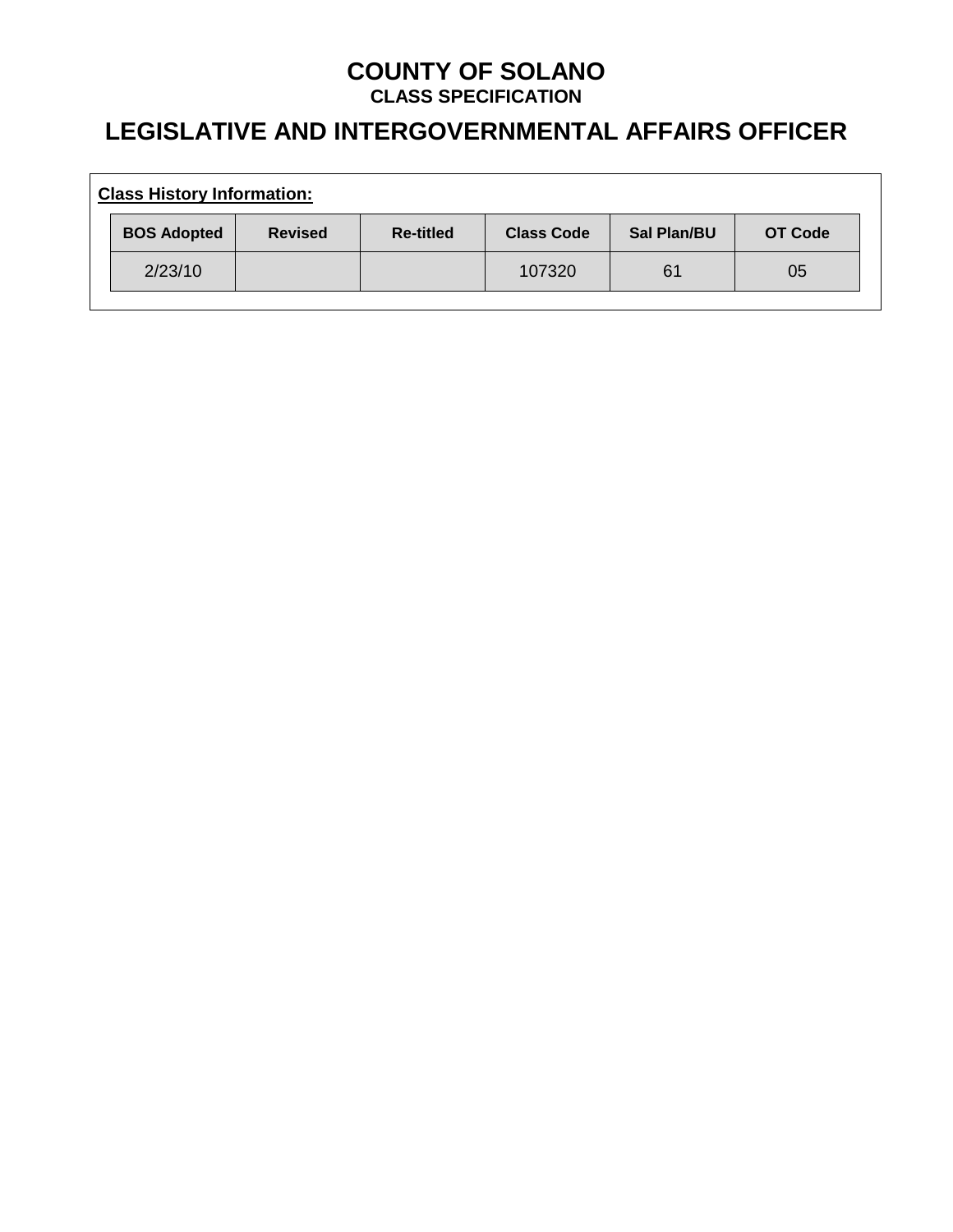# COUNTY OF SOLANO

**CLASS SPECIFICATION**

## LEGISLATIVE AND INTERGOVERNMENTAL AFFAIRS OFFICER

**Class History Information:**

| BOS Adopted | Revised | Re-titled | Class Code | Sal Plan/BU | OT Code |
|---|---|---|---|---|---|
| 2/23/10 | | | 107320 | 61 | 05 |